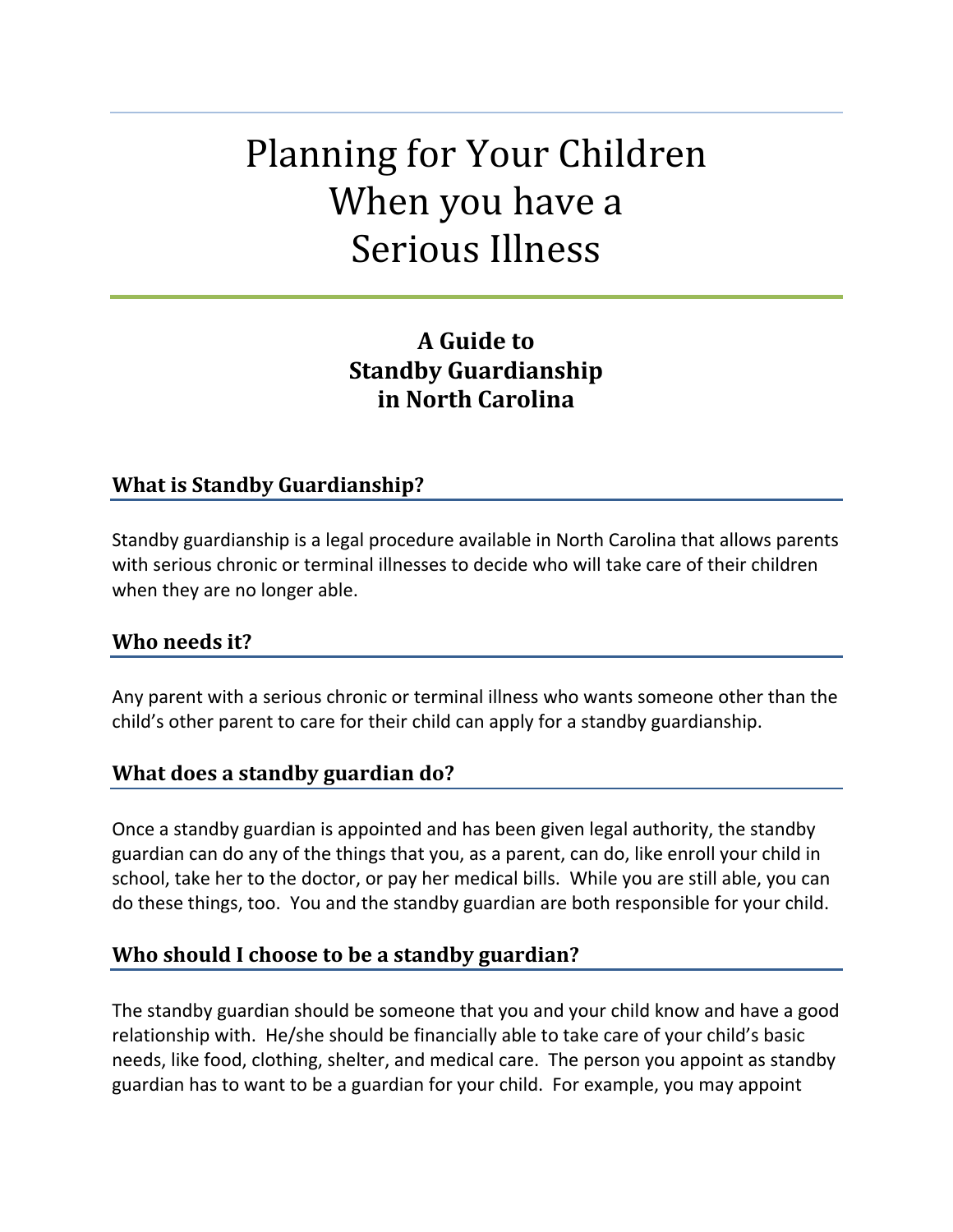# Planning for Your Children When you have a Serious Illness

## A Guide to Standby Guardianship in North Carolina

### What is Standby Guardianship?

Standby guardianship is a legal procedure available in North Carolina that allows parents with serious chronic or terminal illnesses to decide who will take care of their children when they are no longer able.

### Who needs it?

Any parent with a serious chronic or terminal illness who wants someone other than the child's other parent to care for their child can apply for a standby guardianship.

### What does a standby guardian do?

Once a standby guardian is appointed and has been given legal authority, the standby guardian can do any of the things that you, as a parent, can do, like enroll your child in school, take her to the doctor, or pay her medical bills. While you are still able, you can do these things, too. You and the standby guardian are both responsible for your child.

### Who should I choose to be a standby guardian?

The standby guardian should be someone that you and your child know and have a good relationship with. He/she should be financially able to take care of your child's basic needs, like food, clothing, shelter, and medical care. The person you appoint as standby guardian has to want to be a guardian for your child. For example, you may appoint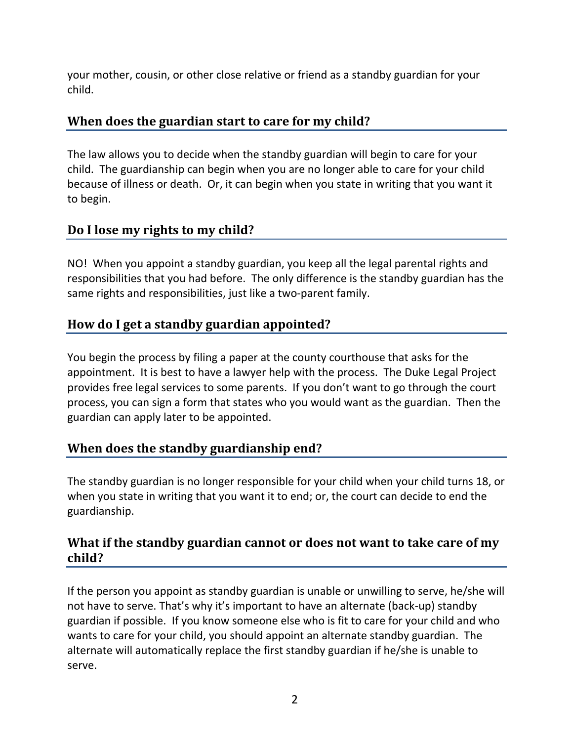your mother, cousin, or other close relative or friend as a standby guardian for your child.

## When does the guardian start to care for my child?

The law allows you to decide when the standby guardian will begin to care for your child. The guardianship can begin when you are no longer able to care for your child because of illness or death. Or, it can begin when you state in writing that you want it to begin.

## Do I lose my rights to my child?

NO! When you appoint a standby guardian, you keep all the legal parental rights and responsibilities that you had before. The only difference is the standby guardian has the same rights and responsibilities, just like a two-parent family.

## How do I get a standby guardian appointed?

You begin the process by filing a paper at the county courthouse that asks for the appointment. It is best to have a lawyer help with the process. The Duke Legal Project provides free legal services to some parents. If you don't want to go through the court process, you can sign a form that states who you would want as the guardian. Then the guardian can apply later to be appointed.

## When does the standby guardianship end?

The standby guardian is no longer responsible for your child when your child turns 18, or when you state in writing that you want it to end; or, the court can decide to end the guardianship.

## What if the standby guardian cannot or does not want to take care of my child?

If the person you appoint as standby guardian is unable or unwilling to serve, he/she will not have to serve. That's why it's important to have an alternate (back-up) standby guardian if possible. If you know someone else who is fit to care for your child and who wants to care for your child, you should appoint an alternate standby guardian. The alternate will automatically replace the first standby guardian if he/she is unable to serve.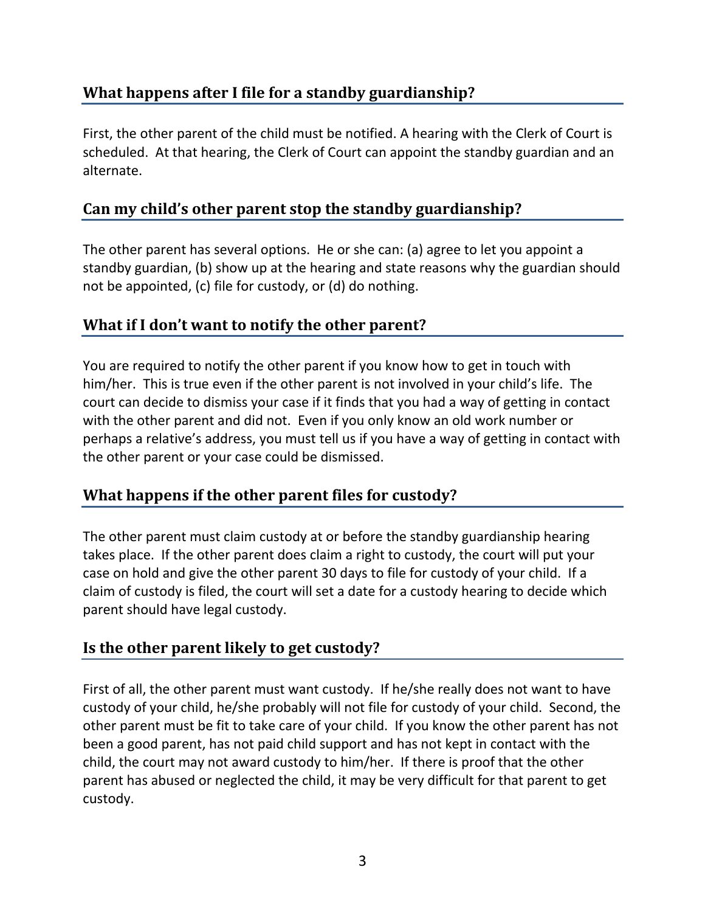## What happens after I file for a standby guardianship?

First, the other parent of the child must be notified. A hearing with the Clerk of Court is scheduled. At that hearing, the Clerk of Court can appoint the standby guardian and an alternate.

## Can my child's other parent stop the standby guardianship?

The other parent has several options. He or she can: (a) agree to let you appoint a standby guardian, (b) show up at the hearing and state reasons why the guardian should not be appointed, (c) file for custody, or (d) do nothing.

## What if I don't want to notify the other parent?

You are required to notify the other parent if you know how to get in touch with him/her. This is true even if the other parent is not involved in your child's life. The court can decide to dismiss your case if it finds that you had a way of getting in contact with the other parent and did not. Even if you only know an old work number or perhaps a relative's address, you must tell us if you have a way of getting in contact with the other parent or your case could be dismissed.

## What happens if the other parent files for custody?

The other parent must claim custody at or before the standby guardianship hearing takes place. If the other parent does claim a right to custody, the court will put your case on hold and give the other parent 30 days to file for custody of your child. If a claim of custody is filed, the court will set a date for a custody hearing to decide which parent should have legal custody.

## Is the other parent likely to get custody?

First of all, the other parent must want custody. If he/she really does not want to have custody of your child, he/she probably will not file for custody of your child. Second, the other parent must be fit to take care of your child. If you know the other parent has not been a good parent, has not paid child support and has not kept in contact with the child, the court may not award custody to him/her. If there is proof that the other parent has abused or neglected the child, it may be very difficult for that parent to get custody.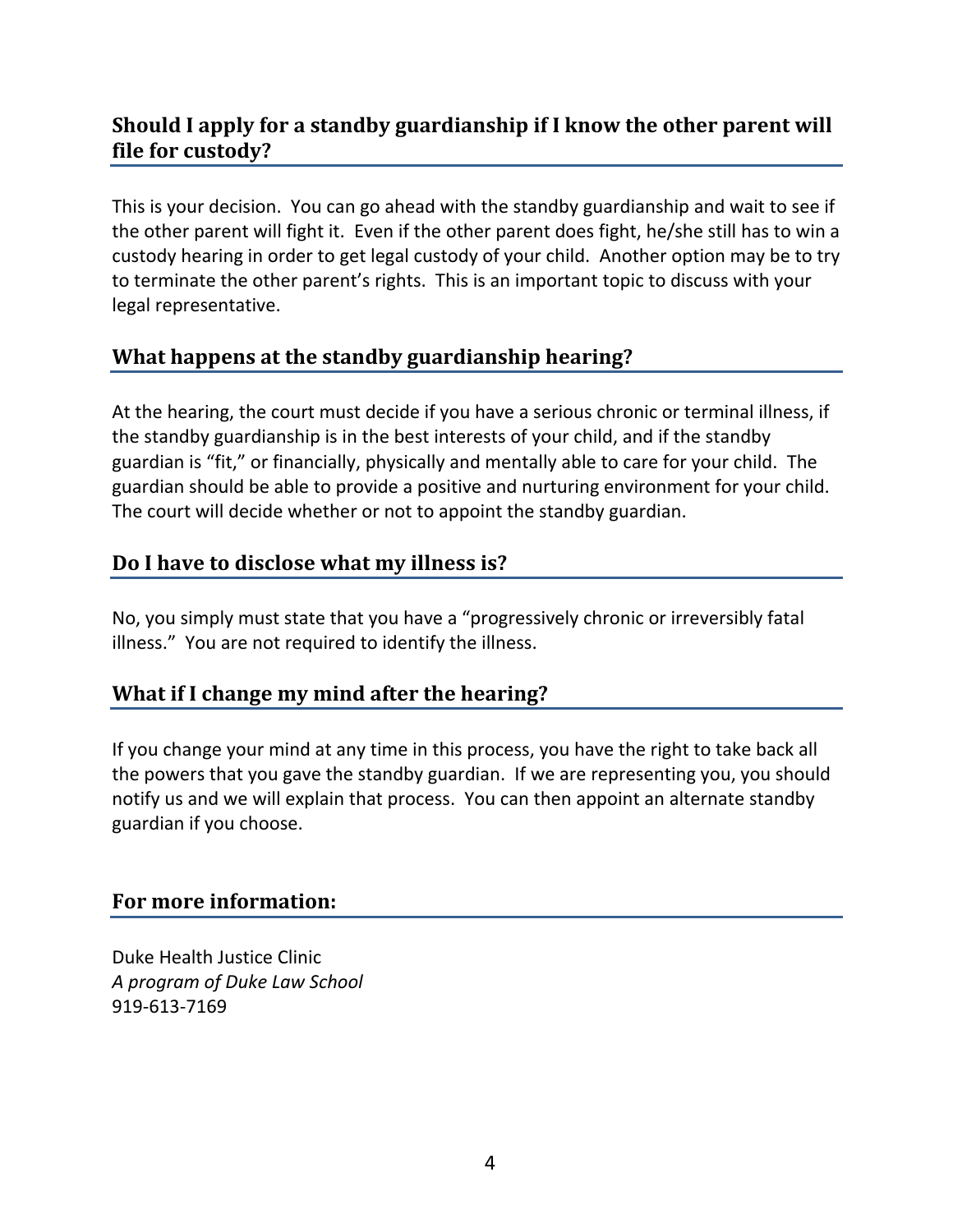## Should I apply for a standby guardianship if I know the other parent will file for custody?

This is your decision. You can go ahead with the standby guardianship and wait to see if the other parent will fight it. Even if the other parent does fight, he/she still has to win a custody hearing in order to get legal custody of your child. Another option may be to try to terminate the other parent's rights. This is an important topic to discuss with your legal representative.

## What happens at the standby guardianship hearing?

At the hearing, the court must decide if you have a serious chronic or terminal illness, if the standby guardianship is in the best interests of your child, and if the standby guardian is "fit," or financially, physically and mentally able to care for your child. The guardian should be able to provide a positive and nurturing environment for your child. The court will decide whether or not to appoint the standby guardian.

## Do I have to disclose what my illness is?

No, you simply must state that you have a "progressively chronic or irreversibly fatal illness." You are not required to identify the illness.

## What if I change my mind after the hearing?

If you change your mind at any time in this process, you have the right to take back all the powers that you gave the standby guardian. If we are representing you, you should notify us and we will explain that process. You can then appoint an alternate standby guardian if you choose.

## For more information:

Duke Health Justice Clinic
*A program of Duke Law School*
919-613-7169